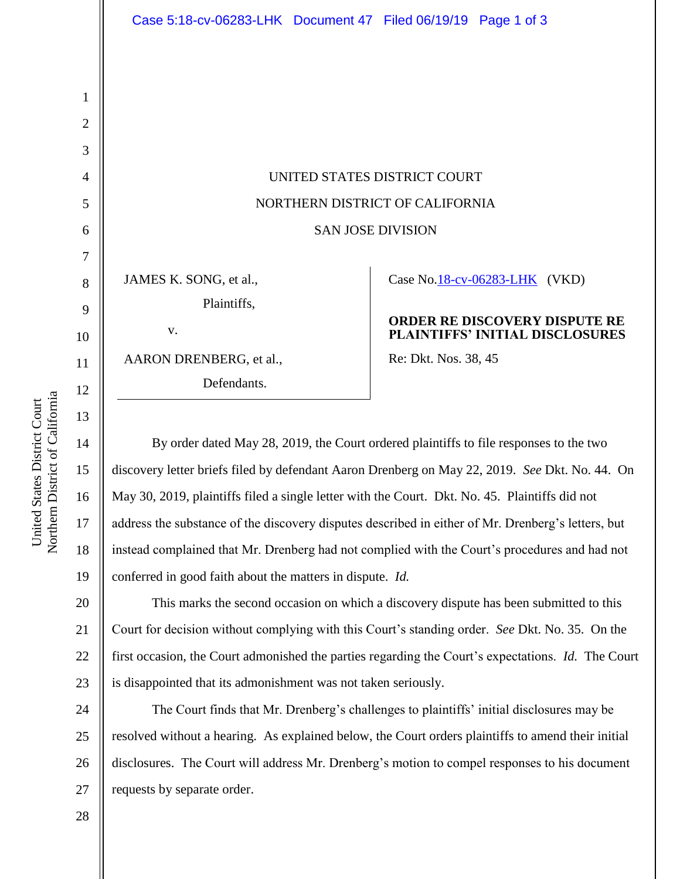UNITED STATES DISTRICT COURT

NORTHERN DISTRICT OF CALIFORNIA

SAN JOSE DIVISION

JAMES K. SONG, et al.,

Plaintiffs,

v.

AARON DRENBERG, et al.,

Defendants.

Case No. 18-cv-06283-LHK (VKD)

**ORDER RE DISCOVERY DISPUTE RE PLAINTIFFS' INITIAL DISCLOSURES**

Re: Dkt. Nos. 38, 45

By order dated May 28, 2019, the Court ordered plaintiffs to file responses to the two discovery letter briefs filed by defendant Aaron Drenberg on May 22, 2019. *See* Dkt. No. 44. On May 30, 2019, plaintiffs filed a single letter with the Court. Dkt. No. 45. Plaintiffs did not address the substance of the discovery disputes described in either of Mr. Drenberg's letters, but instead complained that Mr. Drenberg had not complied with the Court's procedures and had not conferred in good faith about the matters in dispute. *Id.*

This marks the second occasion on which a discovery dispute has been submitted to this Court for decision without complying with this Court's standing order. *See* Dkt. No. 35. On the first occasion, the Court admonished the parties regarding the Court's expectations. *Id.* The Court is disappointed that its admonishment was not taken seriously.

The Court finds that Mr. Drenberg's challenges to plaintiffs' initial disclosures may be resolved without a hearing. As explained below, the Court orders plaintiffs to amend their initial disclosures. The Court will address Mr. Drenberg's motion to compel responses to his document requests by separate order.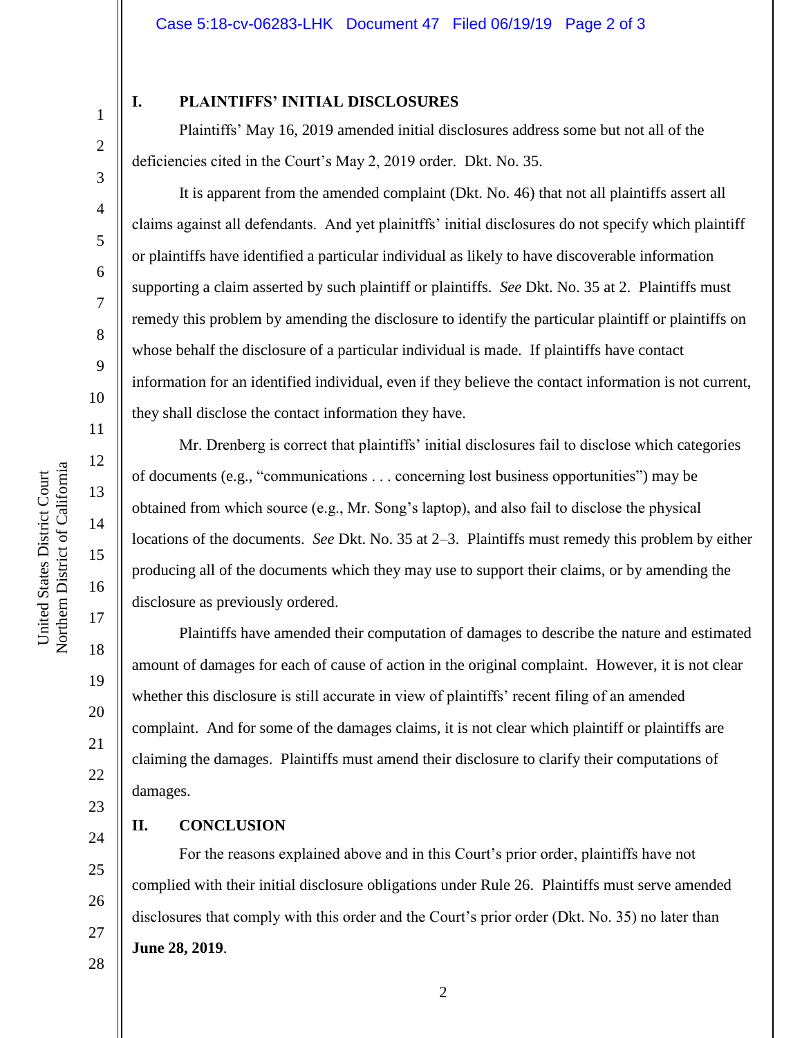## I. PLAINTIFFS' INITIAL DISCLOSURES

Plaintiffs' May 16, 2019 amended initial disclosures address some but not all of the deficiencies cited in the Court's May 2, 2019 order. Dkt. No. 35.

It is apparent from the amended complaint (Dkt. No. 46) that not all plaintiffs assert all claims against all defendants. And yet plainitffs' initial disclosures do not specify which plaintiff or plaintiffs have identified a particular individual as likely to have discoverable information supporting a claim asserted by such plaintiff or plaintiffs. *See* Dkt. No. 35 at 2. Plaintiffs must remedy this problem by amending the disclosure to identify the particular plaintiff or plaintiffs on whose behalf the disclosure of a particular individual is made. If plaintiffs have contact information for an identified individual, even if they believe the contact information is not current, they shall disclose the contact information they have.

Mr. Drenberg is correct that plaintiffs' initial disclosures fail to disclose which categories of documents (e.g., "communications . . . concerning lost business opportunities") may be obtained from which source (e.g., Mr. Song's laptop), and also fail to disclose the physical locations of the documents. *See* Dkt. No. 35 at 2–3. Plaintiffs must remedy this problem by either producing all of the documents which they may use to support their claims, or by amending the disclosure as previously ordered.

Plaintiffs have amended their computation of damages to describe the nature and estimated amount of damages for each of cause of action in the original complaint. However, it is not clear whether this disclosure is still accurate in view of plaintiffs' recent filing of an amended complaint. And for some of the damages claims, it is not clear which plaintiff or plaintiffs are claiming the damages. Plaintiffs must amend their disclosure to clarify their computations of damages.

## II. CONCLUSION

For the reasons explained above and in this Court's prior order, plaintiffs have not complied with their initial disclosure obligations under Rule 26. Plaintiffs must serve amended disclosures that comply with this order and the Court's prior order (Dkt. No. 35) no later than **June 28, 2019**.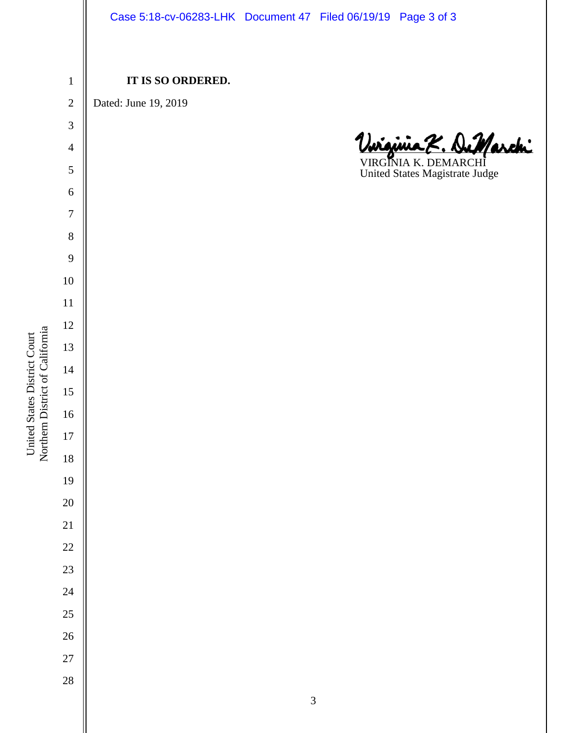**IT IS SO ORDERED.**

Dated: June 19, 2019

VIRGINIA K. DEMARCHI
United States Magistrate Judge